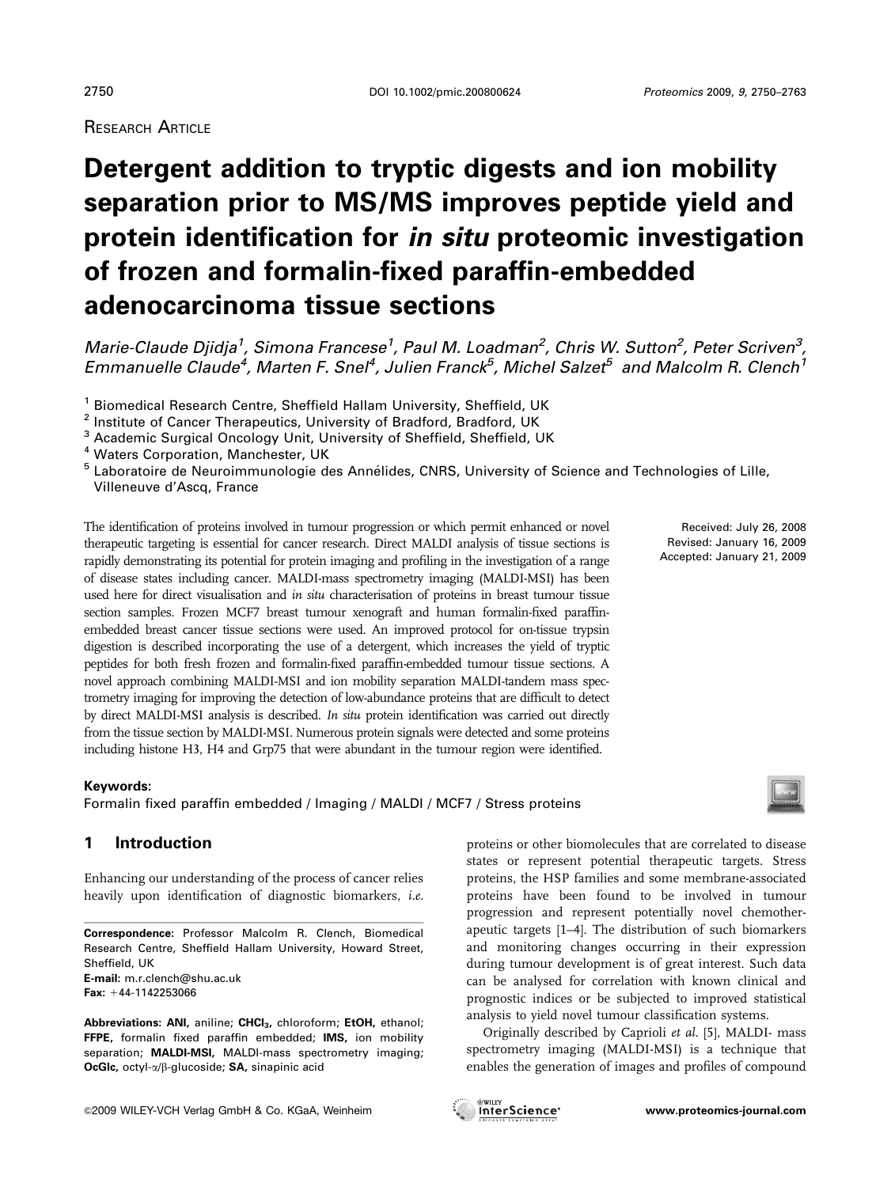Research Article

# Detergent addition to tryptic digests and ion mobility separation prior to MS/MS improves peptide yield and protein identification for *in situ* proteomic investigation of frozen and formalin-fixed paraffin-embedded adenocarcinoma tissue sections

*Marie-Claude Djidja[1], Simona Francese[1], Paul M. Loadman[2], Chris W. Sutton[2], Peter Scriven[3], Emmanuelle Claude[4], Marten F. Snel[4], Julien Franck[5], Michel Salzet[5] and Malcolm R. Clench[1]*

[1] Biomedical Research Centre, Sheffield Hallam University, Sheffield, UK
[2] Institute of Cancer Therapeutics, University of Bradford, Bradford, UK
[3] Academic Surgical Oncology Unit, University of Sheffield, Sheffield, UK
[4] Waters Corporation, Manchester, UK
[5] Laboratoire de Neuroimmunologie des Annélides, CNRS, University of Science and Technologies of Lille, Villeneuve d'Ascq, France

Received: July 26, 2008
Revised: January 16, 2009
Accepted: January 21, 2009

The identification of proteins involved in tumour progression or which permit enhanced or novel therapeutic targeting is essential for cancer research. Direct MALDI analysis of tissue sections is rapidly demonstrating its potential for protein imaging and profiling in the investigation of a range of disease states including cancer. MALDI-mass spectrometry imaging (MALDI-MSI) has been used here for direct visualisation and *in situ* characterisation of proteins in breast tumour tissue section samples. Frozen MCF7 breast tumour xenograft and human formalin-fixed paraffin-embedded breast cancer tissue sections were used. An improved protocol for on-tissue trypsin digestion is described incorporating the use of a detergent, which increases the yield of tryptic peptides for both fresh frozen and formalin-fixed paraffin-embedded tumour tissue sections. A novel approach combining MALDI-MSI and ion mobility separation MALDI-tandem mass spectrometry imaging for improving the detection of low-abundance proteins that are difficult to detect by direct MALDI-MSI analysis is described. *In situ* protein identification was carried out directly from the tissue section by MALDI-MSI. Numerous protein signals were detected and some proteins including histone H3, H4 and Grp75 that were abundant in the tumour region were identified.

**Keywords:**
Formalin fixed paraffin embedded / Imaging / MALDI / MCF7 / Stress proteins

## 1 Introduction

Enhancing our understanding of the process of cancer relies heavily upon identification of diagnostic biomarkers, *i.e.* proteins or other biomolecules that are correlated to disease states or represent potential therapeutic targets. Stress proteins, the HSP families and some membrane-associated proteins have been found to be involved in tumour progression and represent potentially novel chemotherapeutic targets [1–4]. The distribution of such biomarkers and monitoring changes occurring in their expression during tumour development is of great interest. Such data can be analysed for correlation with known clinical and prognostic indices or be subjected to improved statistical analysis to yield novel tumour classification systems.

Originally described by Caprioli *et al.* [5], MALDI- mass spectrometry imaging (MALDI-MSI) is a technique that enables the generation of images and profiles of compound

**Correspondence:** Professor Malcolm R. Clench, Biomedical Research Centre, Sheffield Hallam University, Howard Street, Sheffield, UK
**E-mail:** m.r.clench@shu.ac.uk
**Fax:** +44-1142253066

**Abbreviations: ANI,** aniline; **$CHCl_3$,** chloroform; **EtOH,** ethanol; **FFPE,** formalin fixed paraffin embedded; **IMS,** ion mobility separation; **MALDI-MSI,** MALDI-mass spectrometry imaging; **OcGlc,** octyl-α/β-glucoside; **SA,** sinapinic acid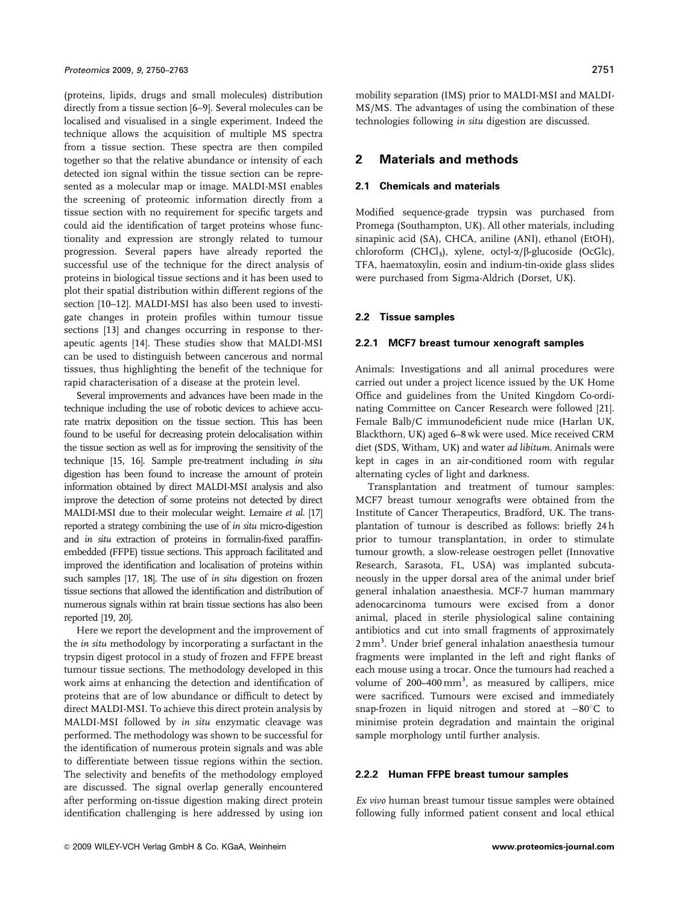(proteins, lipids, drugs and small molecules) distribution directly from a tissue section [6–9]. Several molecules can be localised and visualised in a single experiment. Indeed the technique allows the acquisition of multiple MS spectra from a tissue section. These spectra are then compiled together so that the relative abundance or intensity of each detected ion signal within the tissue section can be represented as a molecular map or image. MALDI-MSI enables the screening of proteomic information directly from a tissue section with no requirement for specific targets and could aid the identification of target proteins whose functionality and expression are strongly related to tumour progression. Several papers have already reported the successful use of the technique for the direct analysis of proteins in biological tissue sections and it has been used to plot their spatial distribution within different regions of the section [10–12]. MALDI-MSI has also been used to investigate changes in protein profiles within tumour tissue sections [13] and changes occurring in response to therapeutic agents [14]. These studies show that MALDI-MSI can be used to distinguish between cancerous and normal tissues, thus highlighting the benefit of the technique for rapid characterisation of a disease at the protein level.

Several improvements and advances have been made in the technique including the use of robotic devices to achieve accurate matrix deposition on the tissue section. This has been found to be useful for decreasing protein delocalisation within the tissue section as well as for improving the sensitivity of the technique [15, 16]. Sample pre-treatment including *in situ* digestion has been found to increase the amount of protein information obtained by direct MALDI-MSI analysis and also improve the detection of some proteins not detected by direct MALDI-MSI due to their molecular weight. Lemaire *et al.* [17] reported a strategy combining the use of *in situ* micro-digestion and *in situ* extraction of proteins in formalin-fixed paraffin-embedded (FFPE) tissue sections. This approach facilitated and improved the identification and localisation of proteins within such samples [17, 18]. The use of *in situ* digestion on frozen tissue sections that allowed the identification and distribution of numerous signals within rat brain tissue sections has also been reported [19, 20].

Here we report the development and the improvement of the *in situ* methodology by incorporating a surfactant in the trypsin digest protocol in a study of frozen and FFPE breast tumour tissue sections. The methodology developed in this work aims at enhancing the detection and identification of proteins that are of low abundance or difficult to detect by direct MALDI-MSI. To achieve this direct protein analysis by MALDI-MSI followed by *in situ* enzymatic cleavage was performed. The methodology was shown to be successful for the identification of numerous protein signals and was able to differentiate between tissue regions within the section. The selectivity and benefits of the methodology employed are discussed. The signal overlap generally encountered after performing on-tissue digestion making direct protein identification challenging is here addressed by using ion mobility separation (IMS) prior to MALDI-MSI and MALDI-MS/MS. The advantages of using the combination of these technologies following *in situ* digestion are discussed.

## 2 Materials and methods

### 2.1 Chemicals and materials

Modified sequence-grade trypsin was purchased from Promega (Southampton, UK). All other materials, including sinapinic acid (SA), CHCA, aniline (ANI), ethanol (EtOH), chloroform ($CHCl_3$), xylene, octyl-$\alpha$/$\beta$-glucoside (OcGlc), TFA, haematoxylin, eosin and indium-tin-oxide glass slides were purchased from Sigma-Aldrich (Dorset, UK).

### 2.2 Tissue samples

#### 2.2.1 MCF7 breast tumour xenograft samples

Animals: Investigations and all animal procedures were carried out under a project licence issued by the UK Home Office and guidelines from the United Kingdom Co-ordinating Committee on Cancer Research were followed [21]. Female Balb/C immunodeficient nude mice (Harlan UK, Blackthorn, UK) aged 6–8 wk were used. Mice received CRM diet (SDS, Witham, UK) and water *ad libitum*. Animals were kept in cages in an air-conditioned room with regular alternating cycles of light and darkness.

Transplantation and treatment of tumour samples: MCF7 breast tumour xenografts were obtained from the Institute of Cancer Therapeutics, Bradford, UK. The transplantation of tumour is described as follows: briefly 24 h prior to tumour transplantation, in order to stimulate tumour growth, a slow-release oestrogen pellet (Innovative Research, Sarasota, FL, USA) was implanted subcutaneously in the upper dorsal area of the animal under brief general inhalation anaesthesia. MCF-7 human mammary adenocarcinoma tumours were excised from a donor animal, placed in sterile physiological saline containing antibiotics and cut into small fragments of approximately 2 $mm^3$. Under brief general inhalation anaesthesia tumour fragments were implanted in the left and right flanks of each mouse using a trocar. Once the tumours had reached a volume of 200–400 $mm^3$, as measured by callipers, mice were sacrificed. Tumours were excised and immediately snap-frozen in liquid nitrogen and stored at $-80^{\circ}C$ to minimise protein degradation and maintain the original sample morphology until further analysis.

#### 2.2.2 Human FFPE breast tumour samples

*Ex vivo* human breast tumour tissue samples were obtained following fully informed patient consent and local ethical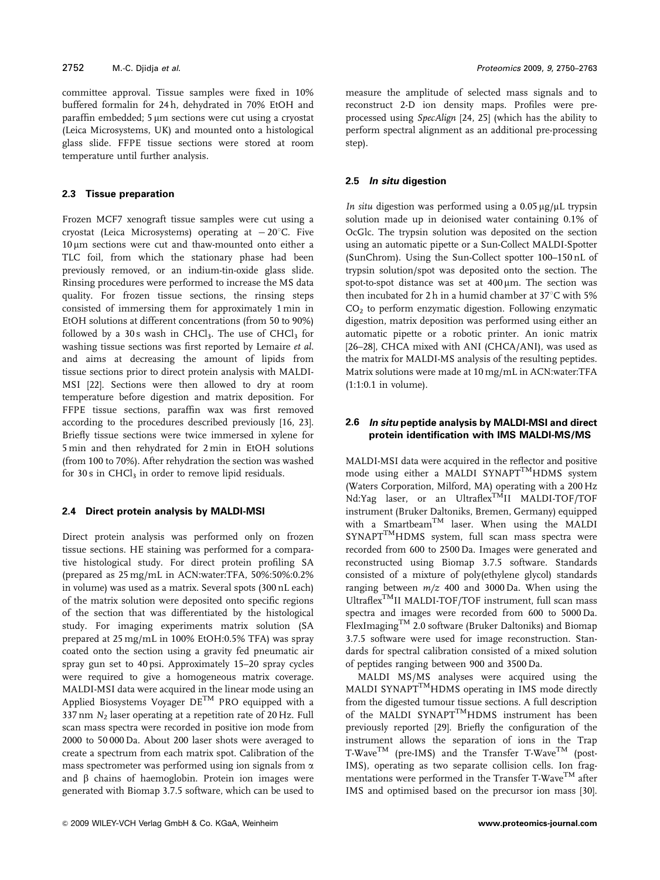committee approval. Tissue samples were fixed in 10% buffered formalin for 24 h, dehydrated in 70% EtOH and paraffin embedded; 5 μm sections were cut using a cryostat (Leica Microsystems, UK) and mounted onto a histological glass slide. FFPE tissue sections were stored at room temperature until further analysis.

### 2.3 Tissue preparation

Frozen MCF7 xenograft tissue samples were cut using a cryostat (Leica Microsystems) operating at $-20^{\circ}C$. Five 10 μm sections were cut and thaw-mounted onto either a TLC foil, from which the stationary phase had been previously removed, or an indium-tin-oxide glass slide. Rinsing procedures were performed to increase the MS data quality. For frozen tissue sections, the rinsing steps consisted of immersing them for approximately 1 min in EtOH solutions at different concentrations (from 50 to 90%) followed by a 30 s wash in $CHCl_3$. The use of $CHCl_3$ for washing tissue sections was first reported by Lemaire *et al.* and aims at decreasing the amount of lipids from tissue sections prior to direct protein analysis with MALDI-MSI [22]. Sections were then allowed to dry at room temperature before digestion and matrix deposition. For FFPE tissue sections, paraffin wax was first removed according to the procedures described previously [16, 23]. Briefly tissue sections were twice immersed in xylene for 5 min and then rehydrated for 2 min in EtOH solutions (from 100 to 70%). After rehydration the section was washed for 30 s in $CHCl_3$ in order to remove lipid residuals.

### 2.4 Direct protein analysis by MALDI-MSI

Direct protein analysis was performed only on frozen tissue sections. HE staining was performed for a comparative histological study. For direct protein profiling SA (prepared as 25 mg/mL in ACN:water:TFA, 50%:50%:0.2% in volume) was used as a matrix. Several spots (300 nL each) of the matrix solution were deposited onto specific regions of the section that was differentiated by the histological study. For imaging experiments matrix solution (SA prepared at 25 mg/mL in 100% EtOH:0.5% TFA) was spray coated onto the section using a gravity fed pneumatic air spray gun set to 40 psi. Approximately 15–20 spray cycles were required to give a homogeneous matrix coverage. MALDI-MSI data were acquired in the linear mode using an Applied Biosystems Voyager DE™ PRO equipped with a 337 nm $N_2$ laser operating at a repetition rate of 20 Hz. Full scan mass spectra were recorded in positive ion mode from 2000 to 50 000 Da. About 200 laser shots were averaged to create a spectrum from each matrix spot. Calibration of the mass spectrometer was performed using ion signals from α and β chains of haemoglobin. Protein ion images were generated with Biomap 3.7.5 software, which can be used to measure the amplitude of selected mass signals and to reconstruct 2-D ion density maps. Profiles were preprocessed using *SpecAlign* [24, 25] (which has the ability to perform spectral alignment as an additional pre-processing step).

### 2.5 *In situ* digestion

*In situ* digestion was performed using a 0.05 μg/μL trypsin solution made up in deionised water containing 0.1% of OcGlc. The trypsin solution was deposited on the section using an automatic pipette or a Sun-Collect MALDI-Spotter (SunChrom). Using the Sun-Collect spotter 100–150 nL of trypsin solution/spot was deposited onto the section. The spot-to-spot distance was set at 400 μm. The section was then incubated for 2 h in a humid chamber at 37°C with 5% $CO_2$ to perform enzymatic digestion. Following enzymatic digestion, matrix deposition was performed using either an automatic pipette or a robotic printer. An ionic matrix [26–28], CHCA mixed with ANI (CHCA/ANI), was used as the matrix for MALDI-MS analysis of the resulting peptides. Matrix solutions were made at 10 mg/mL in ACN:water:TFA (1:1:0.1 in volume).

### 2.6 *In situ* peptide analysis by MALDI-MSI and direct protein identification with IMS MALDI-MS/MS

MALDI-MSI data were acquired in the reflector and positive mode using either a MALDI SYNAPT™HDMS system (Waters Corporation, Milford, MA) operating with a 200 Hz Nd:Yag laser, or an Ultraflex™II MALDI-TOF/TOF instrument (Bruker Daltoniks, Bremen, Germany) equipped with a Smartbeam™ laser. When using the MALDI SYNAPT™HDMS system, full scan mass spectra were recorded from 600 to 2500 Da. Images were generated and reconstructed using Biomap 3.7.5 software. Standards consisted of a mixture of poly(ethylene glycol) standards ranging between $m/z$ 400 and 3000 Da. When using the Ultraflex™II MALDI-TOF/TOF instrument, full scan mass spectra and images were recorded from 600 to 5000 Da. FlexImaging™ 2.0 software (Bruker Daltoniks) and Biomap 3.7.5 software were used for image reconstruction. Standards for spectral calibration consisted of a mixed solution of peptides ranging between 900 and 3500 Da.

MALDI MS/MS analyses were acquired using the MALDI SYNAPT™HDMS operating in IMS mode directly from the digested tumour tissue sections. A full description of the MALDI SYNAPT™HDMS instrument has been previously reported [29]. Briefly the configuration of the instrument allows the separation of ions in the Trap T-Wave™ (pre-IMS) and the Transfer T-Wave™ (post-IMS), operating as two separate collision cells. Ion fragmentations were performed in the Transfer T-Wave™ after IMS and optimised based on the precursor ion mass [30].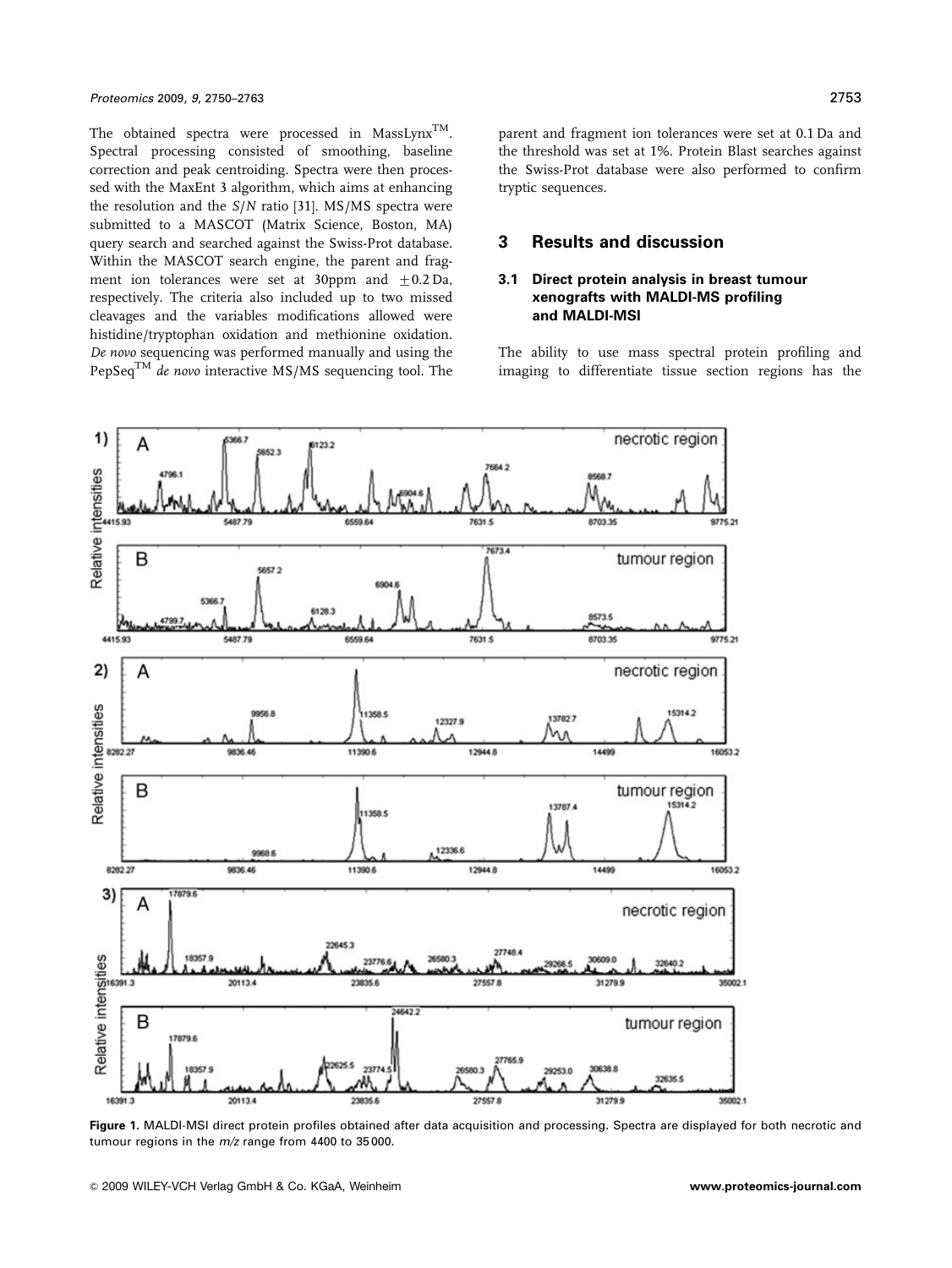The obtained spectra were processed in MassLynx™. Spectral processing consisted of smoothing, baseline correction and peak centroiding. Spectra were then processed with the MaxEnt 3 algorithm, which aims at enhancing the resolution and the *S*/*N* ratio [31]. MS/MS spectra were submitted to a MASCOT (Matrix Science, Boston, MA) query search and searched against the Swiss-Prot database. Within the MASCOT search engine, the parent and fragment ion tolerances were set at 30ppm and ±0.2 Da, respectively. The criteria also included up to two missed cleavages and the variables modifications allowed were histidine/tryptophan oxidation and methionine oxidation. *De novo* sequencing was performed manually and using the PepSeq™ *de novo* interactive MS/MS sequencing tool. The parent and fragment ion tolerances were set at 0.1 Da and the threshold was set at 1%. Protein Blast searches against the Swiss-Prot database were also performed to confirm tryptic sequences.

## 3 Results and discussion

### 3.1 Direct protein analysis in breast tumour xenografts with MALDI-MS profiling and MALDI-MSI

The ability to use mass spectral protein profiling and imaging to differentiate tissue section regions has the

**Figure 1.** MALDI-MSI direct protein profiles obtained after data acquisition and processing. Spectra are displayed for both necrotic and tumour regions in the *m/z* range from 4400 to 35 000.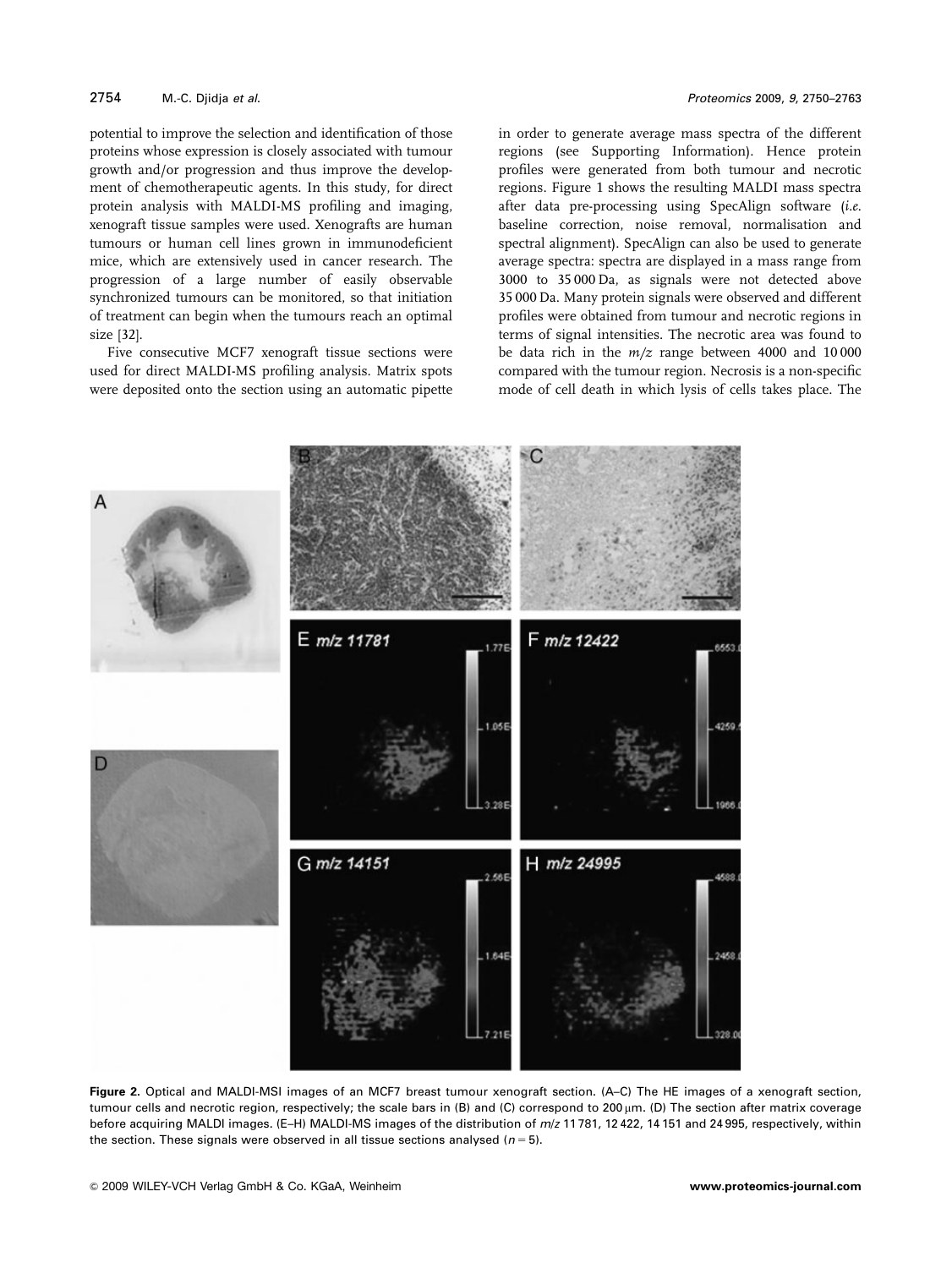potential to improve the selection and identification of those proteins whose expression is closely associated with tumour growth and/or progression and thus improve the development of chemotherapeutic agents. In this study, for direct protein analysis with MALDI-MS profiling and imaging, xenograft tissue samples were used. Xenografts are human tumours or human cell lines grown in immunodeficient mice, which are extensively used in cancer research. The progression of a large number of easily observable synchronized tumours can be monitored, so that initiation of treatment can begin when the tumours reach an optimal size [32].

Five consecutive MCF7 xenograft tissue sections were used for direct MALDI-MS profiling analysis. Matrix spots were deposited onto the section using an automatic pipette in order to generate average mass spectra of the different regions (see Supporting Information). Hence protein profiles were generated from both tumour and necrotic regions. Figure 1 shows the resulting MALDI mass spectra after data pre-processing using SpecAlign software (*i.e.* baseline correction, noise removal, normalisation and spectral alignment). SpecAlign can also be used to generate average spectra: spectra are displayed in a mass range from 3000 to 35 000 Da, as signals were not detected above 35 000 Da. Many protein signals were observed and different profiles were obtained from tumour and necrotic regions in terms of signal intensities. The necrotic area was found to be data rich in the *m/z* range between 4000 and 10 000 compared with the tumour region. Necrosis is a non-specific mode of cell death in which lysis of cells takes place. The

**Figure 2.** Optical and MALDI-MSI images of an MCF7 breast tumour xenograft section. (A–C) The HE images of a xenograft section, tumour cells and necrotic region, respectively; the scale bars in (B) and (C) correspond to 200 μm. (D) The section after matrix coverage before acquiring MALDI images. (E–H) MALDI-MS images of the distribution of *m/z* 11 781, 12 422, 14 151 and 24 995, respectively, within the section. These signals were observed in all tissue sections analysed ($n = 5$).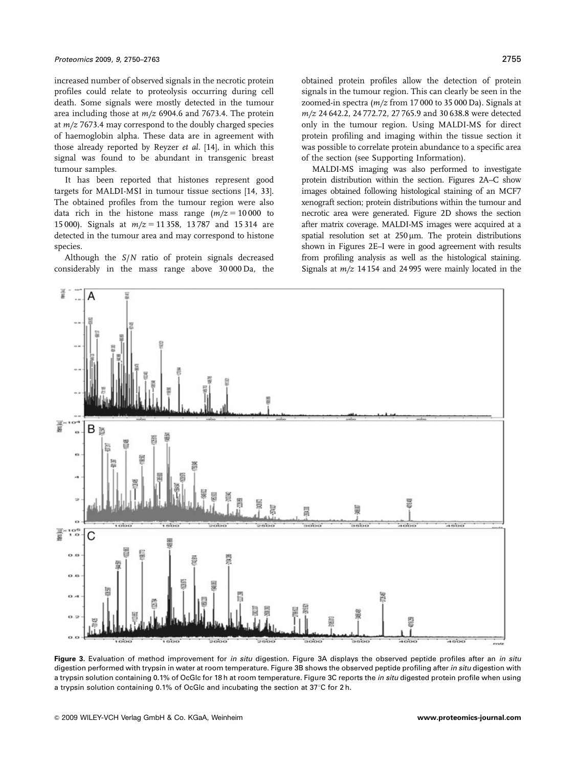increased number of observed signals in the necrotic protein profiles could relate to proteolysis occurring during cell death. Some signals were mostly detected in the tumour area including those at *m/z* 6904.6 and 7673.4. The protein at *m/z* 7673.4 may correspond to the doubly charged species of haemoglobin alpha. These data are in agreement with those already reported by Reyzer *et al.* [14], in which this signal was found to be abundant in transgenic breast tumour samples.

It has been reported that histones represent good targets for MALDI-MSI in tumour tissue sections [14, 33]. The obtained profiles from the tumour region were also data rich in the histone mass range ($m/z = 10\,000$ to 15 000). Signals at $m/z = 11\,358$, 13 787 and 15 314 are detected in the tumour area and may correspond to histone species.

Although the *S/N* ratio of protein signals decreased considerably in the mass range above 30 000 Da, the obtained protein profiles allow the detection of protein signals in the tumour region. This can clearly be seen in the zoomed-in spectra (*m/z* from 17 000 to 35 000 Da). Signals at *m/z* 24 642.2, 24 772.72, 27 765.9 and 30 638.8 were detected only in the tumour region. Using MALDI-MS for direct protein profiling and imaging within the tissue section it was possible to correlate protein abundance to a specific area of the section (see Supporting Information).

MALDI-MS imaging was also performed to investigate protein distribution within the section. Figures 2A–C show images obtained following histological staining of an MCF7 xenograft section; protein distributions within the tumour and necrotic area were generated. Figure 2D shows the section after matrix coverage. MALDI-MS images were acquired at a spatial resolution set at 250 μm. The protein distributions shown in Figures 2E–I were in good agreement with results from profiling analysis as well as the histological staining. Signals at *m/z* 14 154 and 24 995 were mainly located in the

**Figure 3.** Evaluation of method improvement for *in situ* digestion. Figure 3A displays the observed peptide profiles after an *in situ* digestion performed with trypsin in water at room temperature. Figure 3B shows the observed peptide profiling after *in situ* digestion with a trypsin solution containing 0.1% of OcGlc for 18 h at room temperature. Figure 3C reports the *in situ* digested protein profile when using a trypsin solution containing 0.1% of OcGlc and incubating the section at 37°C for 2 h.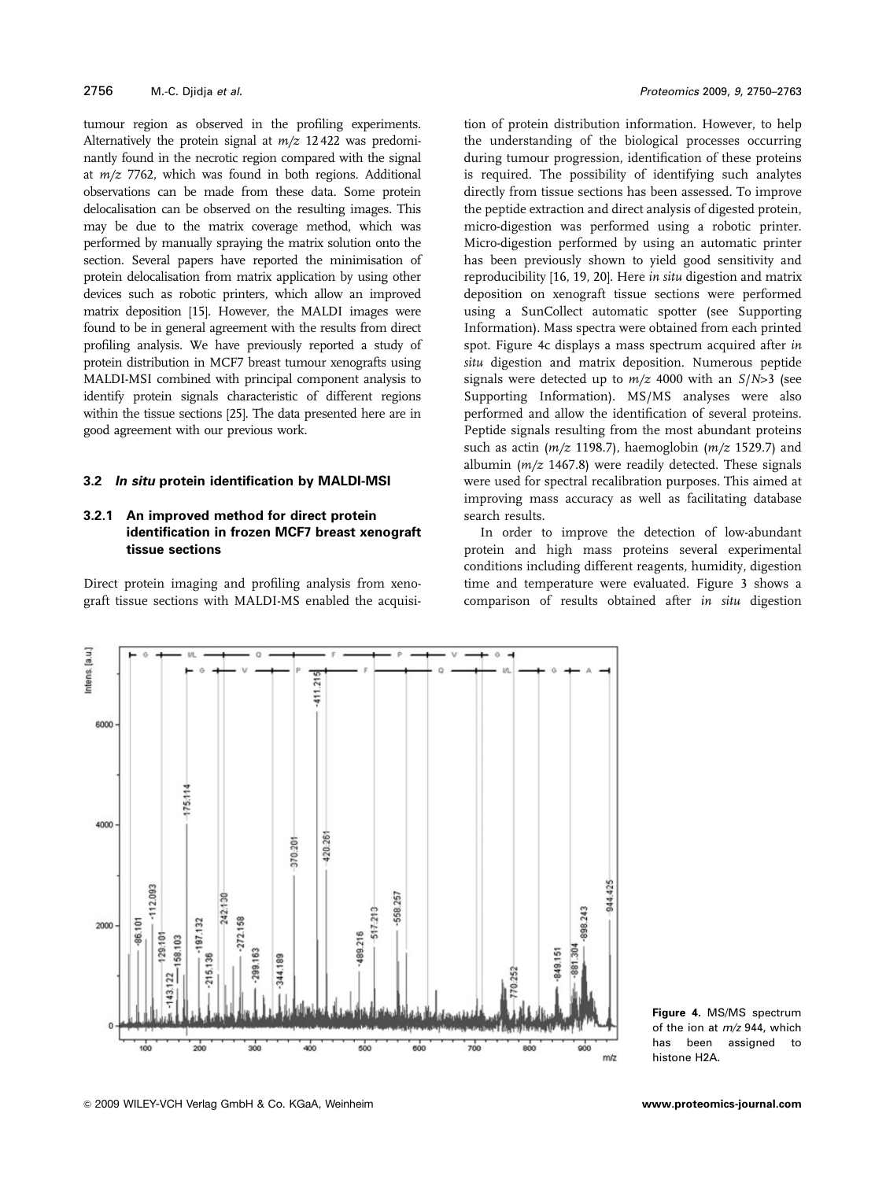tumour region as observed in the profiling experiments. Alternatively the protein signal at $m/z$ 12 422 was predominantly found in the necrotic region compared with the signal at $m/z$ 7762, which was found in both regions. Additional observations can be made from these data. Some protein delocalisation can be observed on the resulting images. This may be due to the matrix coverage method, which was performed by manually spraying the matrix solution onto the section. Several papers have reported the minimisation of protein delocalisation from matrix application by using other devices such as robotic printers, which allow an improved matrix deposition [15]. However, the MALDI images were found to be in general agreement with the results from direct profiling analysis. We have previously reported a study of protein distribution in MCF7 breast tumour xenografts using MALDI-MSI combined with principal component analysis to identify protein signals characteristic of different regions within the tissue sections [25]. The data presented here are in good agreement with our previous work.

### 3.2 *In situ* protein identification by MALDI-MSI

#### 3.2.1 An improved method for direct protein identification in frozen MCF7 breast xenograft tissue sections

Direct protein imaging and profiling analysis from xenograft tissue sections with MALDI-MS enabled the acquisition of protein distribution information. However, to help the understanding of the biological processes occurring during tumour progression, identification of these proteins is required. The possibility of identifying such analytes directly from tissue sections has been assessed. To improve the peptide extraction and direct analysis of digested protein, micro-digestion was performed using a robotic printer. Micro-digestion performed by using an automatic printer has been previously shown to yield good sensitivity and reproducibility [16, 19, 20]. Here *in situ* digestion and matrix deposition on xenograft tissue sections were performed using a SunCollect automatic spotter (see Supporting Information). Mass spectra were obtained from each printed spot. Figure 4c displays a mass spectrum acquired after *in situ* digestion and matrix deposition. Numerous peptide signals were detected up to $m/z$ 4000 with an $S/N>3$ (see Supporting Information). MS/MS analyses were also performed and allow the identification of several proteins. Peptide signals resulting from the most abundant proteins such as actin ($m/z$ 1198.7), haemoglobin ($m/z$ 1529.7) and albumin ($m/z$ 1467.8) were readily detected. These signals were used for spectral recalibration purposes. This aimed at improving mass accuracy as well as facilitating database search results.

In order to improve the detection of low-abundant protein and high mass proteins several experimental conditions including different reagents, humidity, digestion time and temperature were evaluated. Figure 3 shows a comparison of results obtained after *in situ* digestion

**Figure 4.** MS/MS spectrum of the ion at $m/z$ 944, which has been assigned to histone H2A.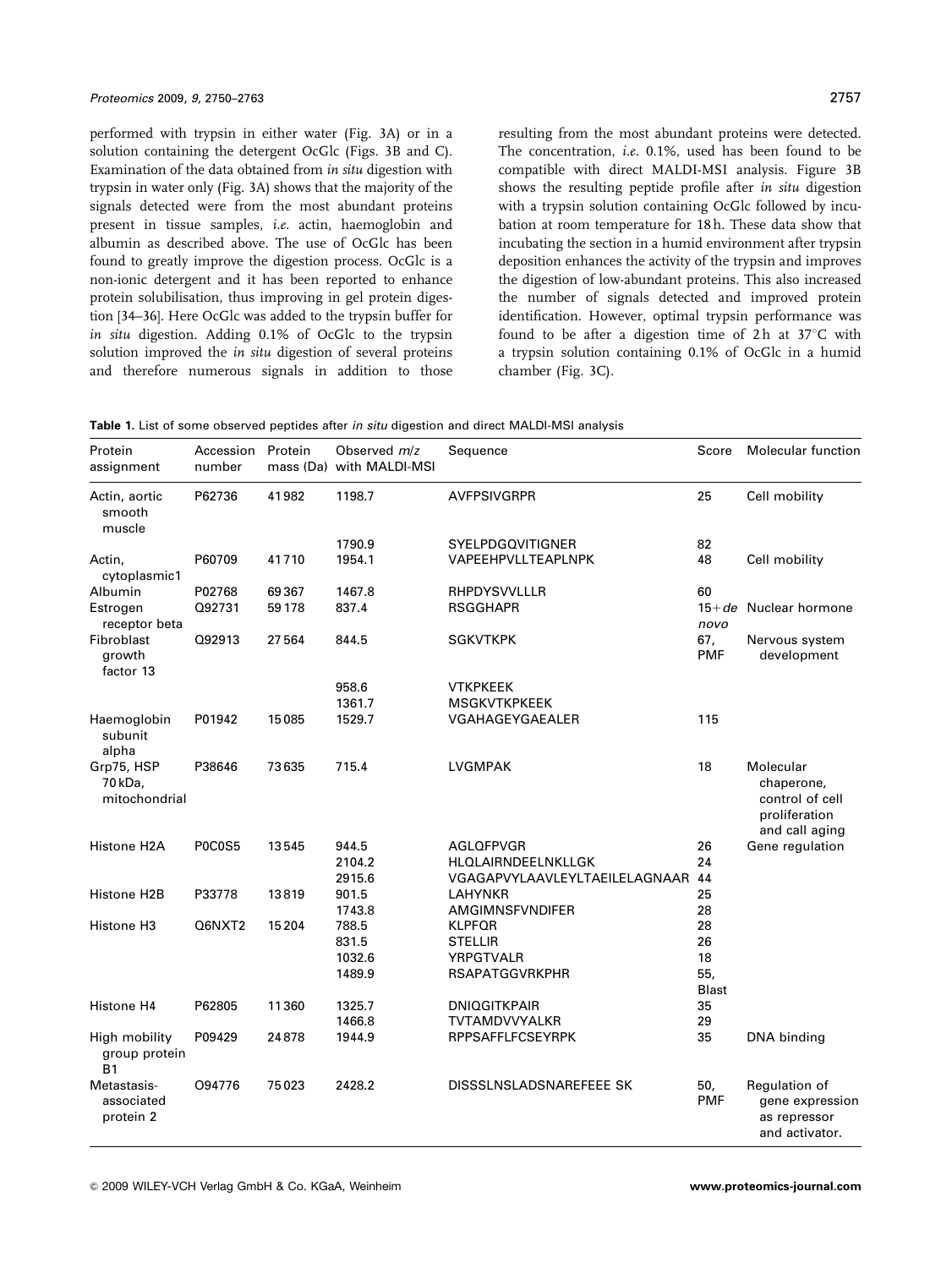performed with trypsin in either water (Fig. 3A) or in a solution containing the detergent OcGlc (Figs. 3B and C). Examination of the data obtained from *in situ* digestion with trypsin in water only (Fig. 3A) shows that the majority of the signals detected were from the most abundant proteins present in tissue samples, *i.e.* actin, haemoglobin and albumin as described above. The use of OcGlc has been found to greatly improve the digestion process. OcGlc is a non-ionic detergent and it has been reported to enhance protein solubilisation, thus improving in gel protein digestion [34–36]. Here OcGlc was added to the trypsin buffer for *in situ* digestion. Adding 0.1% of OcGlc to the trypsin solution improved the *in situ* digestion of several proteins and therefore numerous signals in addition to those resulting from the most abundant proteins were detected. The concentration, *i.e.* 0.1%, used has been found to be compatible with direct MALDI-MSI analysis. Figure 3B shows the resulting peptide profile after *in situ* digestion with a trypsin solution containing OcGlc followed by incubation at room temperature for 18 h. These data show that incubating the section in a humid environment after trypsin deposition enhances the activity of the trypsin and improves the digestion of low-abundant proteins. This also increased the number of signals detected and improved protein identification. However, optimal trypsin performance was found to be after a digestion time of 2 h at 37°C with a trypsin solution containing 0.1% of OcGlc in a humid chamber (Fig. 3C).

**Table 1.** List of some observed peptides after *in situ* digestion and direct MALDI-MSI analysis

| Protein assignment | Accession number | Protein mass (Da) | Observed *m/z* with MALDI-MSI | Sequence | Score | Molecular function |
|---|---|---|---|---|---|---|
| Actin, aortic smooth muscle | P62736 | 41 982 | 1198.7 | AVFPSIVGRPR | 25 | Cell mobility |
| | | | 1790.9 | SYELPDGQVITIGNER | 82 | |
| Actin, cytoplasmic1 | P60709 | 41 710 | 1954.1 | VAPEEHPVLLTEAPLNPK | 48 | Cell mobility |
| Albumin | P02768 | 69 367 | 1467.8 | RHPDYSVVLLLR | 60 | |
| Estrogen receptor beta | Q92731 | 59 178 | 837.4 | RSGGHAPR | 15+*de novo* | Nuclear hormone |
| Fibroblast growth factor 13 | Q92913 | 27 564 | 844.5 | SGKVTKPK | 67, PMF | Nervous system development |
| | | | 958.6 | VTKPKEEK | | |
| | | | 1361.7 | MSGKVTKPKEEK | | |
| Haemoglobin subunit alpha | P01942 | 15 085 | 1529.7 | VGAHAGEYGAEALER | 115 | |
| Grp75, HSP 70 kDa, mitochondrial | P38646 | 73 635 | 715.4 | LVGMPAK | 18 | Molecular chaperone, control of cell proliferation and call aging |
| Histone H2A | P0C0S5 | 13 545 | 944.5 | AGLQFPVGR | 26 | Gene regulation |
| | | | 2104.2 | HLQLAIRNDEELNKLLGK | 24 | |
| | | | 2915.6 | VGAGAPVYLAAVLEYLTAEILELAGNAAR | 44 | |
| Histone H2B | P33778 | 13 819 | 901.5 | LAHYNKR | 25 | |
| | | | 1743.8 | AMGIMNSFVNDIFER | 28 | |
| Histone H3 | Q6NXT2 | 15 204 | 788.5 | KLPFQR | 28 | |
| | | | 831.5 | STELLIR | 26 | |
| | | | 1032.6 | YRPGTVALR | 18 | |
| | | | 1489.9 | RSAPATGGVRKPHR | 55, Blast | |
| Histone H4 | P62805 | 11 360 | 1325.7 | DNIQGITKPAIR | 35 | |
| | | | 1466.8 | TVTAMDVVYALKR | 29 | |
| High mobility group protein B1 | P09429 | 24 878 | 1944.9 | RPPSAFFLFCSEYRPK | 35 | DNA binding |
| Metastasis-associated protein 2 | O94776 | 75 023 | 2428.2 | DISSSLNSLADSNAREFEEE SK | 50, PMF | Regulation of gene expression as repressor and activator. |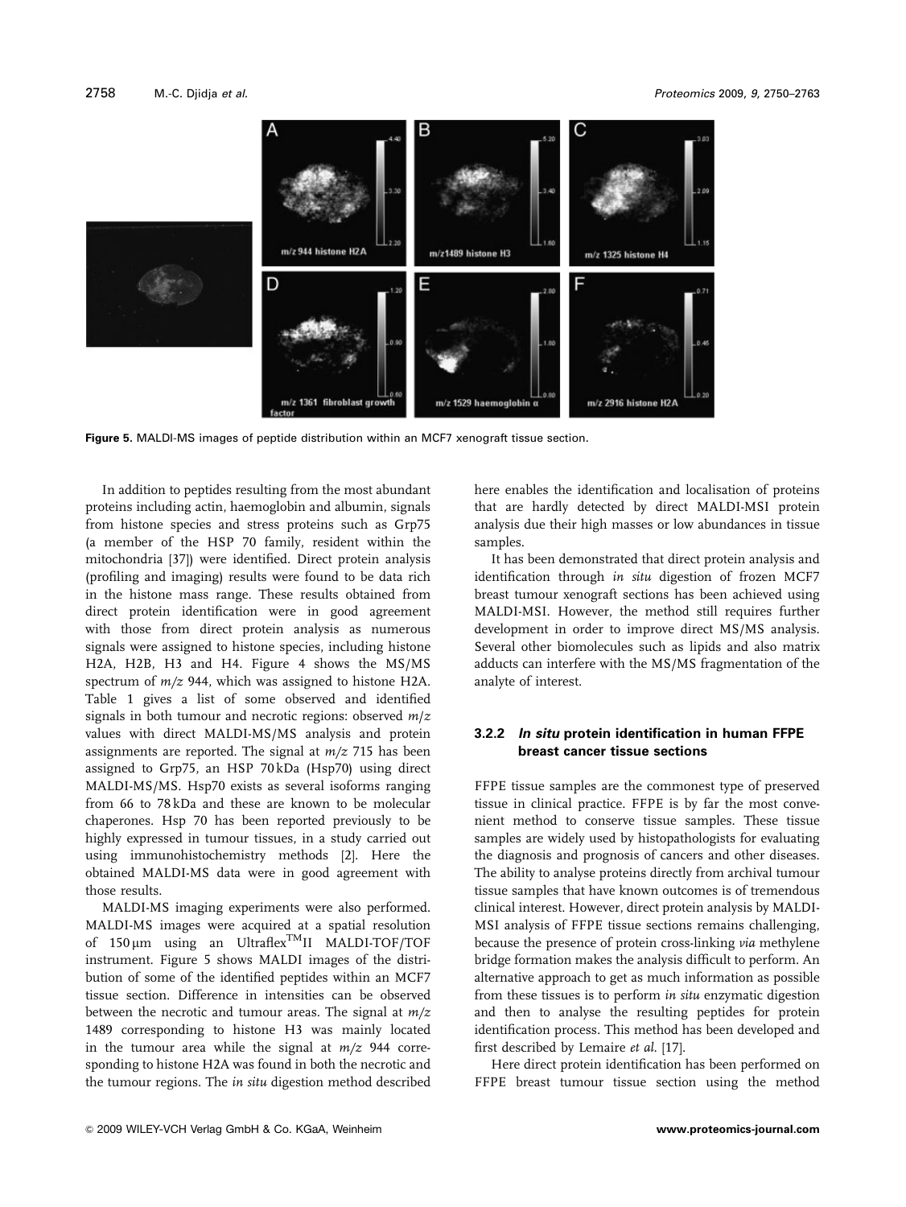Figure 5. MALDI-MS images of peptide distribution within an MCF7 xenograft tissue section.

In addition to peptides resulting from the most abundant proteins including actin, haemoglobin and albumin, signals from histone species and stress proteins such as Grp75 (a member of the HSP 70 family, resident within the mitochondria [37]) were identified. Direct protein analysis (profiling and imaging) results were found to be data rich in the histone mass range. These results obtained from direct protein identification were in good agreement with those from direct protein analysis as numerous signals were assigned to histone species, including histone H2A, H2B, H3 and H4. Figure 4 shows the MS/MS spectrum of $m/z$ 944, which was assigned to histone H2A. Table 1 gives a list of some observed and identified signals in both tumour and necrotic regions: observed $m/z$ values with direct MALDI-MS/MS analysis and protein assignments are reported. The signal at $m/z$ 715 has been assigned to Grp75, an HSP 70 kDa (Hsp70) using direct MALDI-MS/MS. Hsp70 exists as several isoforms ranging from 66 to 78 kDa and these are known to be molecular chaperones. Hsp 70 has been reported previously to be highly expressed in tumour tissues, in a study carried out using immunohistochemistry methods [2]. Here the obtained MALDI-MS data were in good agreement with those results.

MALDI-MS imaging experiments were also performed. MALDI-MS images were acquired at a spatial resolution of 150 μm using an Ultraflex™II MALDI-TOF/TOF instrument. Figure 5 shows MALDI images of the distribution of some of the identified peptides within an MCF7 tissue section. Difference in intensities can be observed between the necrotic and tumour areas. The signal at $m/z$ 1489 corresponding to histone H3 was mainly located in the tumour area while the signal at $m/z$ 944 corresponding to histone H2A was found in both the necrotic and the tumour regions. The *in situ* digestion method described here enables the identification and localisation of proteins that are hardly detected by direct MALDI-MSI protein analysis due their high masses or low abundances in tissue samples.

It has been demonstrated that direct protein analysis and identification through *in situ* digestion of frozen MCF7 breast tumour xenograft sections has been achieved using MALDI-MSI. However, the method still requires further development in order to improve direct MS/MS analysis. Several other biomolecules such as lipids and also matrix adducts can interfere with the MS/MS fragmentation of the analyte of interest.

### 3.2.2 *In situ* protein identification in human FFPE breast cancer tissue sections

FFPE tissue samples are the commonest type of preserved tissue in clinical practice. FFPE is by far the most convenient method to conserve tissue samples. These tissue samples are widely used by histopathologists for evaluating the diagnosis and prognosis of cancers and other diseases. The ability to analyse proteins directly from archival tumour tissue samples that have known outcomes is of tremendous clinical interest. However, direct protein analysis by MALDI-MSI analysis of FFPE tissue sections remains challenging, because the presence of protein cross-linking *via* methylene bridge formation makes the analysis difficult to perform. An alternative approach to get as much information as possible from these tissues is to perform *in situ* enzymatic digestion and then to analyse the resulting peptides for protein identification process. This method has been developed and first described by Lemaire et al. [17].

Here direct protein identification has been performed on FFPE breast tumour tissue section using the method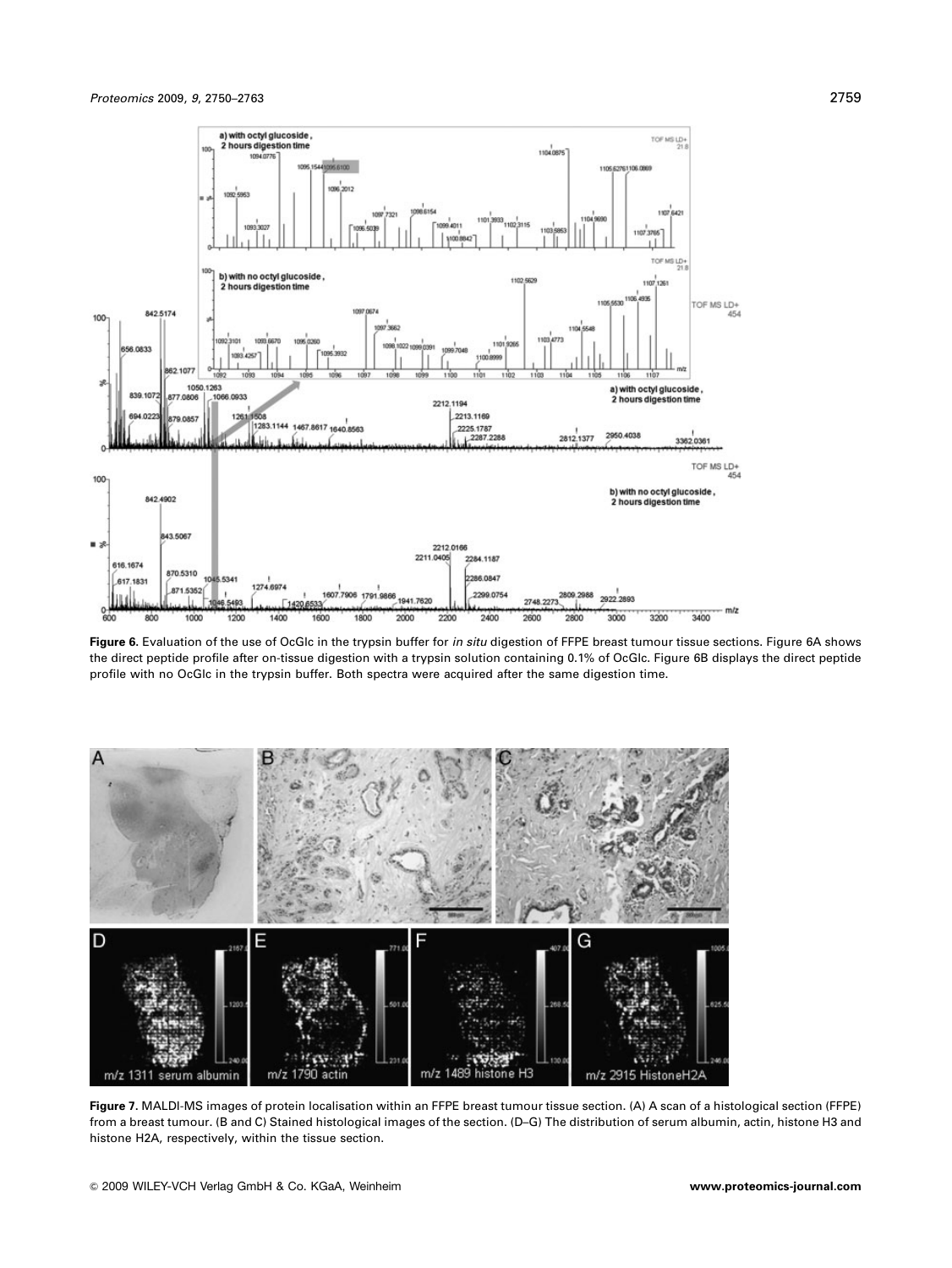**Figure 6.** Evaluation of the use of OcGlc in the trypsin buffer for *in situ* digestion of FFPE breast tumour tissue sections. Figure 6A shows the direct peptide profile after on-tissue digestion with a trypsin solution containing 0.1% of OcGlc. Figure 6B displays the direct peptide profile with no OcGlc in the trypsin buffer. Both spectra were acquired after the same digestion time.

**Figure 7.** MALDI-MS images of protein localisation within an FFPE breast tumour tissue section. (A) A scan of a histological section (FFPE) from a breast tumour. (B and C) Stained histological images of the section. (D–G) The distribution of serum albumin, actin, histone H3 and histone H2A, respectively, within the tissue section.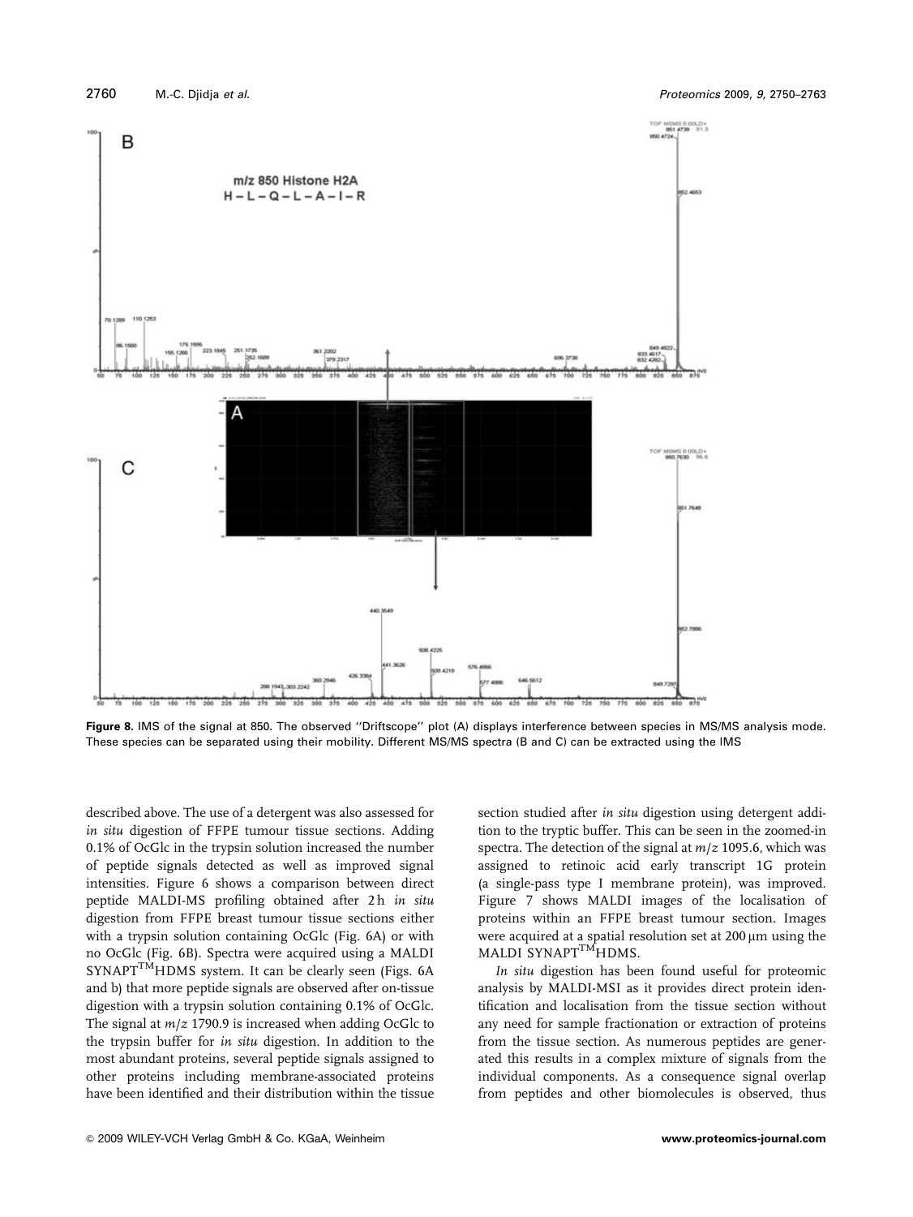**Figure 8.** IMS of the signal at 850. The observed ''Driftscope'' plot (A) displays interference between species in MS/MS analysis mode. These species can be separated using their mobility. Different MS/MS spectra (B and C) can be extracted using the IMS

described above. The use of a detergent was also assessed for *in situ* digestion of FFPE tumour tissue sections. Adding 0.1% of OcGlc in the trypsin solution increased the number of peptide signals detected as well as improved signal intensities. Figure 6 shows a comparison between direct peptide MALDI-MS profiling obtained after 2 h *in situ* digestion from FFPE breast tumour tissue sections either with a trypsin solution containing OcGlc (Fig. 6A) or with no OcGlc (Fig. 6B). Spectra were acquired using a MALDI SYNAPT™HDMS system. It can be clearly seen (Figs. 6A and b) that more peptide signals are observed after on-tissue digestion with a trypsin solution containing 0.1% of OcGlc. The signal at $m/z$ 1790.9 is increased when adding OcGlc to the trypsin buffer for *in situ* digestion. In addition to the most abundant proteins, several peptide signals assigned to other proteins including membrane-associated proteins have been identified and their distribution within the tissue section studied after *in situ* digestion using detergent addition to the tryptic buffer. This can be seen in the zoomed-in spectra. The detection of the signal at $m/z$ 1095.6, which was assigned to retinoic acid early transcript 1G protein (a single-pass type I membrane protein), was improved. Figure 7 shows MALDI images of the localisation of proteins within an FFPE breast tumour section. Images were acquired at a spatial resolution set at 200 μm using the MALDI SYNAPT™HDMS.

*In situ* digestion has been found useful for proteomic analysis by MALDI-MSI as it provides direct protein identification and localisation from the tissue section without any need for sample fractionation or extraction of proteins from the tissue section. As numerous peptides are generated this results in a complex mixture of signals from the individual components. As a consequence signal overlap from peptides and other biomolecules is observed, thus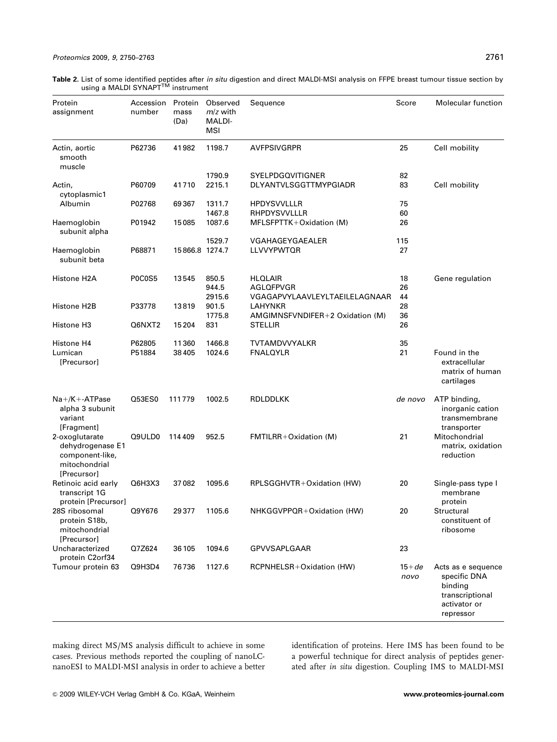**Table 2.** List of some identified peptides after *in situ* digestion and direct MALDI-MSI analysis on FFPE breast tumour tissue section by using a MALDI SYNAPT™ instrument

| Protein assignment | Accession number | Protein mass (Da) | Observed *m/z* with MALDI-MSI | Sequence | Score | Molecular function |
|---|---|---|---|---|---|---|
| Actin, aortic smooth muscle | P62736 | 41982 | 1198.7 | AVFPSIVGRPR | 25 | Cell mobility |
| | | | 1790.9 | SYELPDGQVITIGNER | 82 | |
| Actin, cytoplasmic1 | P60709 | 41710 | 2215.1 | DLYANTVLSGGTTMYPGIADR | 83 | Cell mobility |
| Albumin | P02768 | 69367 | 1311.7 | HPDYSVVLLLR | 75 | |
| | | | 1467.8 | RHPDYSVVLLLR | 60 | |
| Haemoglobin subunit alpha | P01942 | 15085 | 1087.6 | MFLSFPTTK+Oxidation (M) | 26 | |
| | | | 1529.7 | VGAHAGEYGAEALER | 115 | |
| Haemoglobin subunit beta | P68871 | 15866.8 | 1274.7 | LLVVYPWTQR | 27 | |
| Histone H2A | P0C0S5 | 13545 | 850.5 | HLQLAIR | 18 | Gene regulation |
| | | | 944.5 | AGLQFPVGR | 26 | |
| | | | 2915.6 | VGAGAPVYLAAVLEYLTAEILELAGNAAR | 44 | |
| Histone H2B | P33778 | 13819 | 901.5 | LAHYNKR | 28 | |
| | | | 1775.8 | AMGIMNSFVNDIFER+2 Oxidation (M) | 36 | |
| Histone H3 | Q6NXT2 | 15204 | 831 | STELLIR | 26 | |
| Histone H4 | P62805 | 11360 | 1466.8 | TVTAMDVVYALKR | 35 | |
| Lumican [Precursor] | P51884 | 38405 | 1024.6 | FNALQYLR | 21 | Found in the extracellular matrix of human cartilages |
| Na+/K+-ATPase alpha 3 subunit variant [Fragment] | Q53ES0 | 111779 | 1002.5 | RDLDDLKK | *de novo* | ATP binding, inorganic cation transmembrane transporter |
| 2-oxoglutarate dehydrogenase E1 component-like, mitochondrial [Precursor] | Q9ULD0 | 114409 | 952.5 | FMTILRR+Oxidation (M) | 21 | Mitochondrial matrix, oxidation reduction |
| Retinoic acid early transcript 1G protein [Precursor] | Q6H3X3 | 37082 | 1095.6 | RPLSGGHVTR+Oxidation (HW) | 20 | Single-pass type I membrane protein |
| 28S ribosomal protein S18b, mitochondrial [Precursor] | Q9Y676 | 29377 | 1105.6 | NHKGGVPPQR+Oxidation (HW) | 20 | Structural constituent of ribosome |
| Uncharacterized protein C2orf34 | Q7Z624 | 36105 | 1094.6 | GPVVSAPLGAAR | 23 | |
| Tumour protein 63 | Q9H3D4 | 76736 | 1127.6 | RCPNHELSR+Oxidation (HW) | 15+*de novo* | Acts as e sequence specific DNA binding transcriptional activator or repressor |

making direct MS/MS analysis difficult to achieve in some cases. Previous methods reported the coupling of nanoLC-nanoESI to MALDI-MSI analysis in order to achieve a better identification of proteins. Here IMS has been found to be a powerful technique for direct analysis of peptides generated after *in situ* digestion. Coupling IMS to MALDI-MSI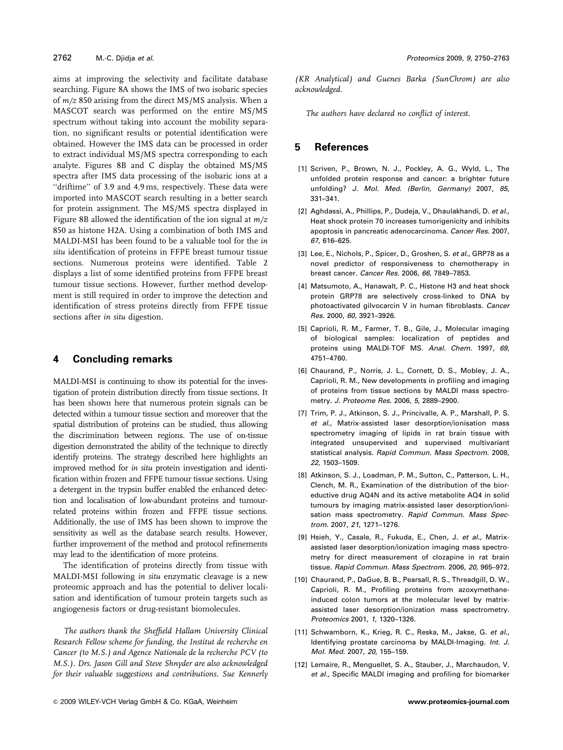aims at improving the selectivity and facilitate database searching. Figure 8A shows the IMS of two isobaric species of $m/z$ 850 arising from the direct MS/MS analysis. When a MASCOT search was performed on the entire MS/MS spectrum without taking into account the mobility separation, no significant results or potential identification were obtained. However the IMS data can be processed in order to extract individual MS/MS spectra corresponding to each analyte. Figures 8B and C display the obtained MS/MS spectra after IMS data processing of the isobaric ions at a "driftime" of 3.9 and 4.9 ms, respectively. These data were imported into MASCOT search resulting in a better search for protein assignment. The MS/MS spectra displayed in Figure 8B allowed the identification of the ion signal at $m/z$ 850 as histone H2A. Using a combination of both IMS and MALDI-MSI has been found to be a valuable tool for the *in situ* identification of proteins in FFPE breast tumour tissue sections. Numerous proteins were identified. Table 2 displays a list of some identified proteins from FFPE breast tumour tissue sections. However, further method development is still required in order to improve the detection and identification of stress proteins directly from FFPE tissue sections after *in situ* digestion.

## 4 Concluding remarks

MALDI-MSI is continuing to show its potential for the investigation of protein distribution directly from tissue sections. It has been shown here that numerous protein signals can be detected within a tumour tissue section and moreover that the spatial distribution of proteins can be studied, thus allowing the discrimination between regions. The use of on-tissue digestion demonstrated the ability of the technique to directly identify proteins. The strategy described here highlights an improved method for *in situ* protein investigation and identification within frozen and FFPE tumour tissue sections. Using a detergent in the trypsin buffer enabled the enhanced detection and localisation of low-abundant proteins and tumour-related proteins within frozen and FFPE tissue sections. Additionally, the use of IMS has been shown to improve the sensitivity as well as the database search results. However, further improvement of the method and protocol refinements may lead to the identification of more proteins.

The identification of proteins directly from tissue with MALDI-MSI following *in situ* enzymatic cleavage is a new proteomic approach and has the potential to deliver localisation and identification of tumour protein targets such as angiogenesis factors or drug-resistant biomolecules.

*The authors thank the Sheffield Hallam University Clinical Research Fellow scheme for funding, the Institut de recherche en Cancer (to M.S.) and Agence Nationale de la recherche PCV (to M.S.). Drs. Jason Gill and Steve Shnyder are also acknowledged for their valuable suggestions and contributions. Sue Kennerly (KR Analytical) and Guenes Barka (SunChrom) are also acknowledged.*

*The authors have declared no conflict of interest.*

## 5 References

[1] Scriven, P., Brown, N. J., Pockley, A. G., Wyld, L., The unfolded protein response and cancer: a brighter future unfolding? *J. Mol. Med. (Berlin, Germany)* 2007, *85*, 331–341.

[2] Aghdassi, A., Phillips, P., Dudeja, V., Dhaulakhandi, D. *et al.*, Heat shock protein 70 increases tumorigenicity and inhibits apoptosis in pancreatic adenocarcinoma. *Cancer Res.* 2007, *67*, 616–625.

[3] Lee, E., Nichols, P., Spicer, D., Groshen, S. *et al.*, GRP78 as a novel predictor of responsiveness to chemotherapy in breast cancer. *Cancer Res.* 2006, *66*, 7849–7853.

[4] Matsumoto, A., Hanawalt, P. C., Histone H3 and heat shock protein GRP78 are selectively cross-linked to DNA by photoactivated gilvocarcin V in human fibroblasts. *Cancer Res.* 2000, *60*, 3921–3926.

[5] Caprioli, R. M., Farmer, T. B., Gile, J., Molecular imaging of biological samples: localization of peptides and proteins using MALDI-TOF MS. *Anal. Chem.* 1997, *69*, 4751–4760.

[6] Chaurand, P., Norris, J. L., Cornett, D. S., Mobley, J. A., Caprioli, R. M., New developments in profiling and imaging of proteins from tissue sections by MALDI mass spectrometry. *J. Proteome Res.* 2006, *5*, 2889–2900.

[7] Trim, P. J., Atkinson, S. J., Princivalle, A. P., Marshall, P. S. *et al.*, Matrix-assisted laser desorption/ionisation mass spectrometry imaging of lipids in rat brain tissue with integrated unsupervised and supervised multivariant statistical analysis. *Rapid Commun. Mass Spectrom.* 2008, *22*, 1503–1509.

[8] Atkinson, S. J., Loadman, P. M., Sutton, C., Patterson, L. H., Clench, M. R., Examination of the distribution of the bioreductive drug AQ4N and its active metabolite AQ4 in solid tumours by imaging matrix-assisted laser desorption/ionisation mass spectrometry. *Rapid Commun. Mass Spectrom.* 2007, *21*, 1271–1276.

[9] Hsieh, Y., Casale, R., Fukuda, E., Chen, J. *et al.*, Matrix-assisted laser desorption/ionization imaging mass spectrometry for direct measurement of clozapine in rat brain tissue. *Rapid Commun. Mass Spectrom.* 2006, *20*, 965–972.

[10] Chaurand, P., DaGue, B. B., Pearsall, R. S., Threadgill, D. W., Caprioli, R. M., Profiling proteins from azoxymethane-induced colon tumors at the molecular level by matrix-assisted laser desorption/ionization mass spectrometry. *Proteomics* 2001, *1*, 1320–1326.

[11] Schwamborn, K., Krieg, R. C., Reska, M., Jakse, G. *et al.*, Identifying prostate carcinoma by MALDI-Imaging. *Int. J. Mol. Med.* 2007, *20*, 155–159.

[12] Lemaire, R., Menguellet, S. A., Stauber, J., Marchaudon, V. *et al.*, Specific MALDI imaging and profiling for biomarker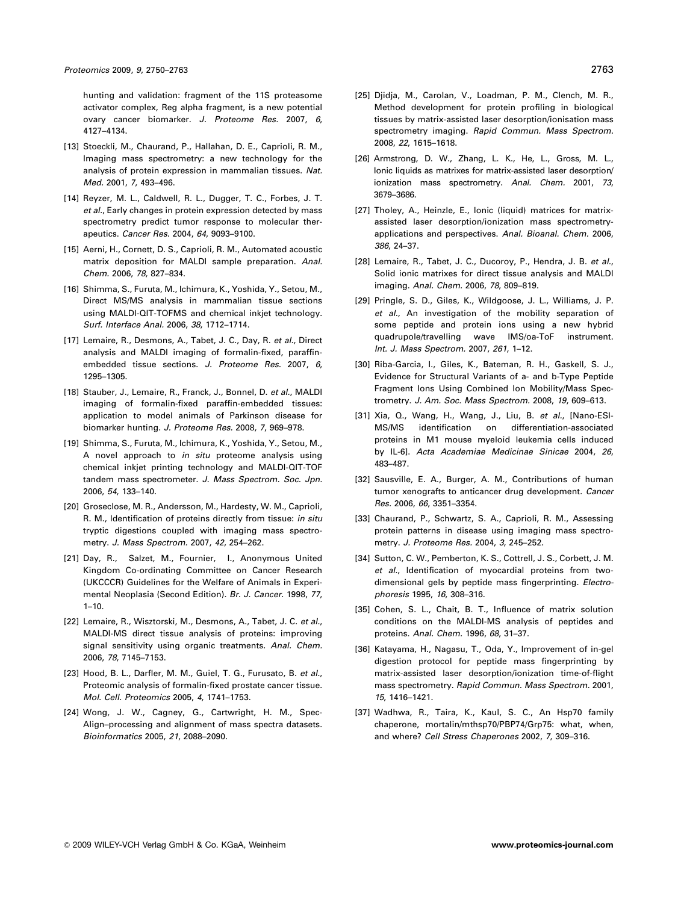hunting and validation: fragment of the 11S proteasome activator complex, Reg alpha fragment, is a new potential ovary cancer biomarker. *J. Proteome Res.* 2007, *6*, 4127–4134.

[13] Stoeckli, M., Chaurand, P., Hallahan, D. E., Caprioli, R. M., Imaging mass spectrometry: a new technology for the analysis of protein expression in mammalian tissues. *Nat. Med.* 2001, *7*, 493–496.

[14] Reyzer, M. L., Caldwell, R. L., Dugger, T. C., Forbes, J. T. *et al.*, Early changes in protein expression detected by mass spectrometry predict tumor response to molecular therapeutics. *Cancer Res.* 2004, *64*, 9093–9100.

[15] Aerni, H., Cornett, D. S., Caprioli, R. M., Automated acoustic matrix deposition for MALDI sample preparation. *Anal. Chem.* 2006, *78*, 827–834.

[16] Shimma, S., Furuta, M., Ichimura, K., Yoshida, Y., Setou, M., Direct MS/MS analysis in mammalian tissue sections using MALDI-QIT-TOFMS and chemical inkjet technology. *Surf. Interface Anal.* 2006, *38*, 1712–1714.

[17] Lemaire, R., Desmons, A., Tabet, J. C., Day, R. *et al.*, Direct analysis and MALDI imaging of formalin-fixed, paraffin-embedded tissue sections. *J. Proteome Res.* 2007, *6*, 1295–1305.

[18] Stauber, J., Lemaire, R., Franck, J., Bonnel, D. *et al.*, MALDI imaging of formalin-fixed paraffin-embedded tissues: application to model animals of Parkinson disease for biomarker hunting. *J. Proteome Res.* 2008, *7*, 969–978.

[19] Shimma, S., Furuta, M., Ichimura, K., Yoshida, Y., Setou, M., A novel approach to *in situ* proteome analysis using chemical inkjet printing technology and MALDI-QIT-TOF tandem mass spectrometer. *J. Mass Spectrom. Soc. Jpn.* 2006, *54*, 133–140.

[20] Groseclose, M. R., Andersson, M., Hardesty, W. M., Caprioli, R. M., Identification of proteins directly from tissue: *in situ* tryptic digestions coupled with imaging mass spectrometry. *J. Mass Spectrom.* 2007, *42*, 254–262.

[21] Day, R., Salzet, M., Fournier, I., Anonymous United Kingdom Co-ordinating Committee on Cancer Research (UKCCCR) Guidelines for the Welfare of Animals in Experimental Neoplasia (Second Edition). *Br. J. Cancer.* 1998, *77*, 1–10.

[22] Lemaire, R., Wisztorski, M., Desmons, A., Tabet, J. C. *et al.*, MALDI-MS direct tissue analysis of proteins: improving signal sensitivity using organic treatments. *Anal. Chem.* 2006, *78*, 7145–7153.

[23] Hood, B. L., Darfler, M. M., Guiel, T. G., Furusato, B. *et al.*, Proteomic analysis of formalin-fixed prostate cancer tissue. *Mol. Cell. Proteomics* 2005, *4*, 1741–1753.

[24] Wong, J. W., Cagney, G., Cartwright, H. M., SpecAlign–processing and alignment of mass spectra datasets. *Bioinformatics* 2005, *21*, 2088–2090.

[25] Djidja, M., Carolan, V., Loadman, P. M., Clench, M. R., Method development for protein profiling in biological tissues by matrix-assisted laser desorption/ionisation mass spectrometry imaging. *Rapid Commun. Mass Spectrom.* 2008, *22*, 1615–1618.

[26] Armstrong, D. W., Zhang, L. K., He, L., Gross, M. L., Ionic liquids as matrixes for matrix-assisted laser desorption/ionization mass spectrometry. *Anal. Chem.* 2001, *73*, 3679–3686.

[27] Tholey, A., Heinzle, E., Ionic (liquid) matrices for matrix-assisted laser desorption/ionization mass spectrometry-applications and perspectives. *Anal. Bioanal. Chem.* 2006, *386*, 24–37.

[28] Lemaire, R., Tabet, J. C., Ducoroy, P., Hendra, J. B. *et al.*, Solid ionic matrixes for direct tissue analysis and MALDI imaging. *Anal. Chem.* 2006, *78*, 809–819.

[29] Pringle, S. D., Giles, K., Wildgoose, J. L., Williams, J. P. *et al.*, An investigation of the mobility separation of some peptide and protein ions using a new hybrid quadrupole/travelling wave IMS/oa-ToF instrument. *Int. J. Mass Spectrom.* 2007, *261*, 1–12.

[30] Riba-Garcia, I., Giles, K., Bateman, R. H., Gaskell, S. J., Evidence for Structural Variants of a- and b-Type Peptide Fragment Ions Using Combined Ion Mobility/Mass Spectrometry. *J. Am. Soc. Mass Spectrom.* 2008, *19*, 609–613.

[31] Xia, Q., Wang, H., Wang, J., Liu, B. *et al.*, [Nano-ESI-MS/MS identification on differentiation-associated proteins in M1 mouse myeloid leukemia cells induced by IL-6]. *Acta Academiae Medicinae Sinicae* 2004, *26*, 483–487.

[32] Sausville, E. A., Burger, A. M., Contributions of human tumor xenografts to anticancer drug development. *Cancer Res.* 2006, *66*, 3351–3354.

[33] Chaurand, P., Schwartz, S. A., Caprioli, R. M., Assessing protein patterns in disease using imaging mass spectrometry. *J. Proteome Res.* 2004, *3*, 245–252.

[34] Sutton, C. W., Pemberton, K. S., Cottrell, J. S., Corbett, J. M. *et al.*, Identification of myocardial proteins from two-dimensional gels by peptide mass fingerprinting. *Electrophoresis* 1995, *16*, 308–316.

[35] Cohen, S. L., Chait, B. T., Influence of matrix solution conditions on the MALDI-MS analysis of peptides and proteins. *Anal. Chem.* 1996, *68*, 31–37.

[36] Katayama, H., Nagasu, T., Oda, Y., Improvement of in-gel digestion protocol for peptide mass fingerprinting by matrix-assisted laser desorption/ionization time-of-flight mass spectrometry. *Rapid Commun. Mass Spectrom.* 2001, *15*, 1416–1421.

[37] Wadhwa, R., Taira, K., Kaul, S. C., An Hsp70 family chaperone, mortalin/mthsp70/PBP74/Grp75: what, when, and where? *Cell Stress Chaperones* 2002, *7*, 309–316.